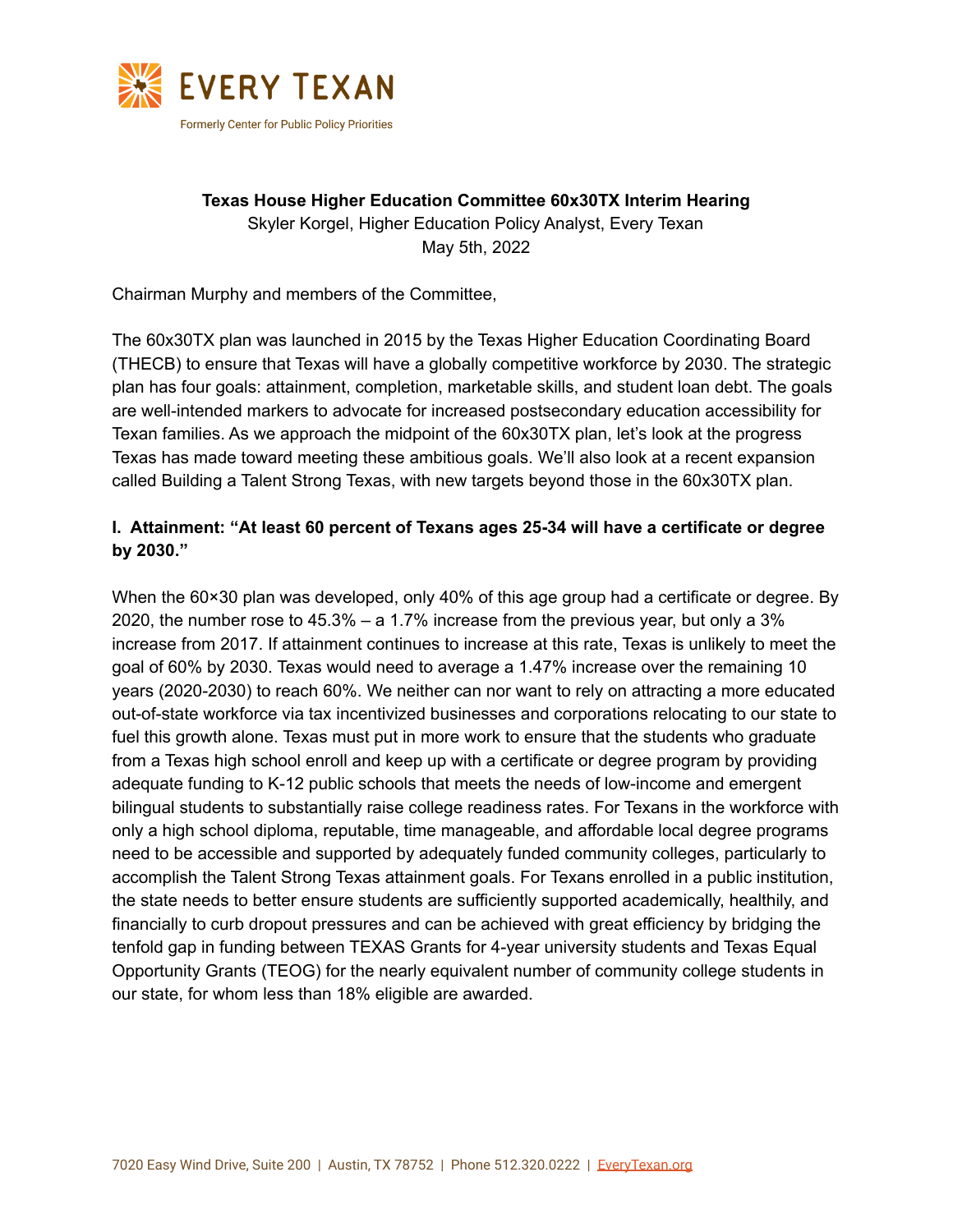EVERY TEXAN

Formerly Center for Public Policy Priorities

**Texas House Higher Education Committee 60x30TX Interim Hearing**
Skyler Korgel, Higher Education Policy Analyst, Every Texan
May 5th, 2022

Chairman Murphy and members of the Committee,

The 60x30TX plan was launched in 2015 by the Texas Higher Education Coordinating Board (THECB) to ensure that Texas will have a globally competitive workforce by 2030. The strategic plan has four goals: attainment, completion, marketable skills, and student loan debt. The goals are well-intended markers to advocate for increased postsecondary education accessibility for Texan families. As we approach the midpoint of the 60x30TX plan, let's look at the progress Texas has made toward meeting these ambitious goals. We'll also look at a recent expansion called Building a Talent Strong Texas, with new targets beyond those in the 60x30TX plan.

## I. Attainment: "At least 60 percent of Texans ages 25-34 will have a certificate or degree by 2030."

When the 60×30 plan was developed, only 40% of this age group had a certificate or degree. By 2020, the number rose to 45.3% – a 1.7% increase from the previous year, but only a 3% increase from 2017. If attainment continues to increase at this rate, Texas is unlikely to meet the goal of 60% by 2030. Texas would need to average a 1.47% increase over the remaining 10 years (2020-2030) to reach 60%. We neither can nor want to rely on attracting a more educated out-of-state workforce via tax incentivized businesses and corporations relocating to our state to fuel this growth alone. Texas must put in more work to ensure that the students who graduate from a Texas high school enroll and keep up with a certificate or degree program by providing adequate funding to K-12 public schools that meets the needs of low-income and emergent bilingual students to substantially raise college readiness rates. For Texans in the workforce with only a high school diploma, reputable, time manageable, and affordable local degree programs need to be accessible and supported by adequately funded community colleges, particularly to accomplish the Talent Strong Texas attainment goals. For Texans enrolled in a public institution, the state needs to better ensure students are sufficiently supported academically, healthily, and financially to curb dropout pressures and can be achieved with great efficiency by bridging the tenfold gap in funding between TEXAS Grants for 4-year university students and Texas Equal Opportunity Grants (TEOG) for the nearly equivalent number of community college students in our state, for whom less than 18% eligible are awarded.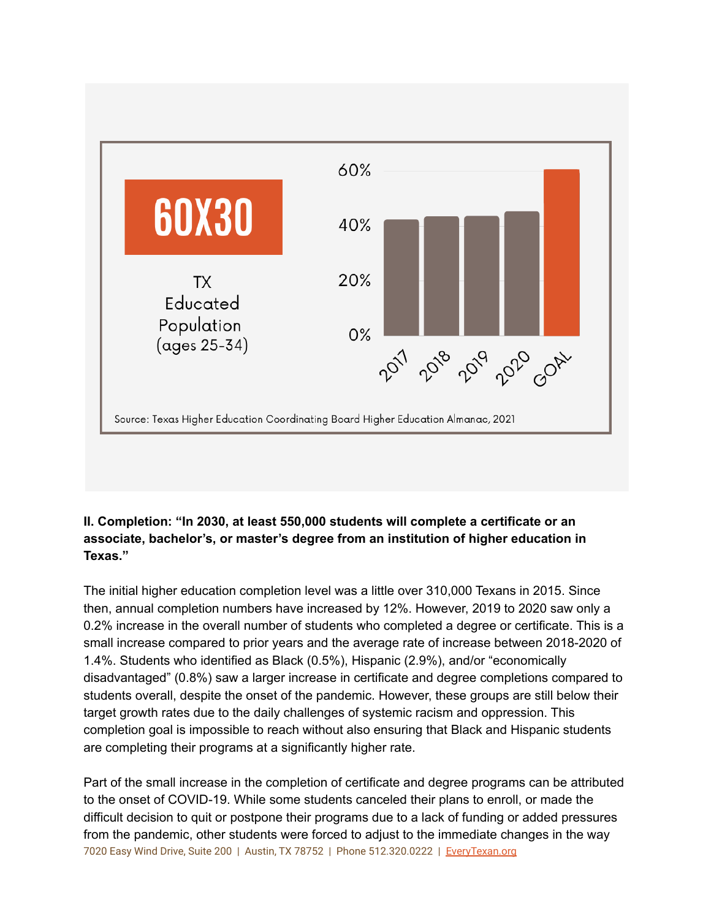60X30

TX Educated Population (ages 25-34)

60%

40%

20%

0%

2017 2018 2019 2020 GOAL

Source: Texas Higher Education Coordinating Board Higher Education Almanac, 2021

**II. Completion: "In 2030, at least 550,000 students will complete a certificate or an associate, bachelor's, or master's degree from an institution of higher education in Texas."**

The initial higher education completion level was a little over 310,000 Texans in 2015. Since then, annual completion numbers have increased by 12%. However, 2019 to 2020 saw only a 0.2% increase in the overall number of students who completed a degree or certificate. This is a small increase compared to prior years and the average rate of increase between 2018-2020 of 1.4%. Students who identified as Black (0.5%), Hispanic (2.9%), and/or "economically disadvantaged" (0.8%) saw a larger increase in certificate and degree completions compared to students overall, despite the onset of the pandemic. However, these groups are still below their target growth rates due to the daily challenges of systemic racism and oppression. This completion goal is impossible to reach without also ensuring that Black and Hispanic students are completing their programs at a significantly higher rate.

Part of the small increase in the completion of certificate and degree programs can be attributed to the onset of COVID-19. While some students canceled their plans to enroll, or made the difficult decision to quit or postpone their programs due to a lack of funding or added pressures from the pandemic, other students were forced to adjust to the immediate changes in the way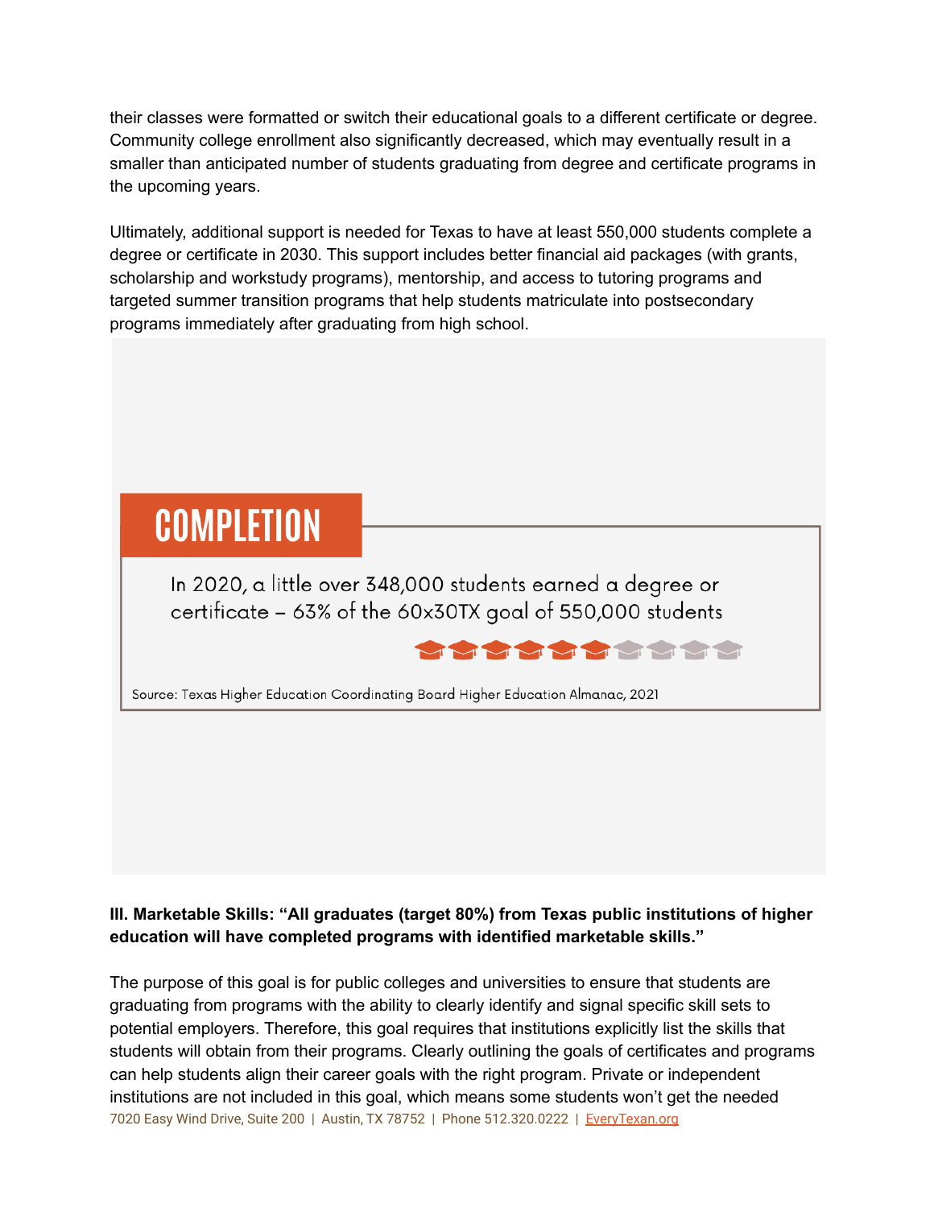their classes were formatted or switch their educational goals to a different certificate or degree. Community college enrollment also significantly decreased, which may eventually result in a smaller than anticipated number of students graduating from degree and certificate programs in the upcoming years.

Ultimately, additional support is needed for Texas to have at least 550,000 students complete a degree or certificate in 2030. This support includes better financial aid packages (with grants, scholarship and workstudy programs), mentorship, and access to tutoring programs and targeted summer transition programs that help students matriculate into postsecondary programs immediately after graduating from high school.

**COMPLETION**

In 2020, a little over 348,000 students earned a degree or certificate – 63% of the 60x30TX goal of 550,000 students

Source: Texas Higher Education Coordinating Board Higher Education Almanac, 2021

**III. Marketable Skills: "All graduates (target 80%) from Texas public institutions of higher education will have completed programs with identified marketable skills."**

The purpose of this goal is for public colleges and universities to ensure that students are graduating from programs with the ability to clearly identify and signal specific skill sets to potential employers. Therefore, this goal requires that institutions explicitly list the skills that students will obtain from their programs. Clearly outlining the goals of certificates and programs can help students align their career goals with the right program. Private or independent institutions are not included in this goal, which means some students won't get the needed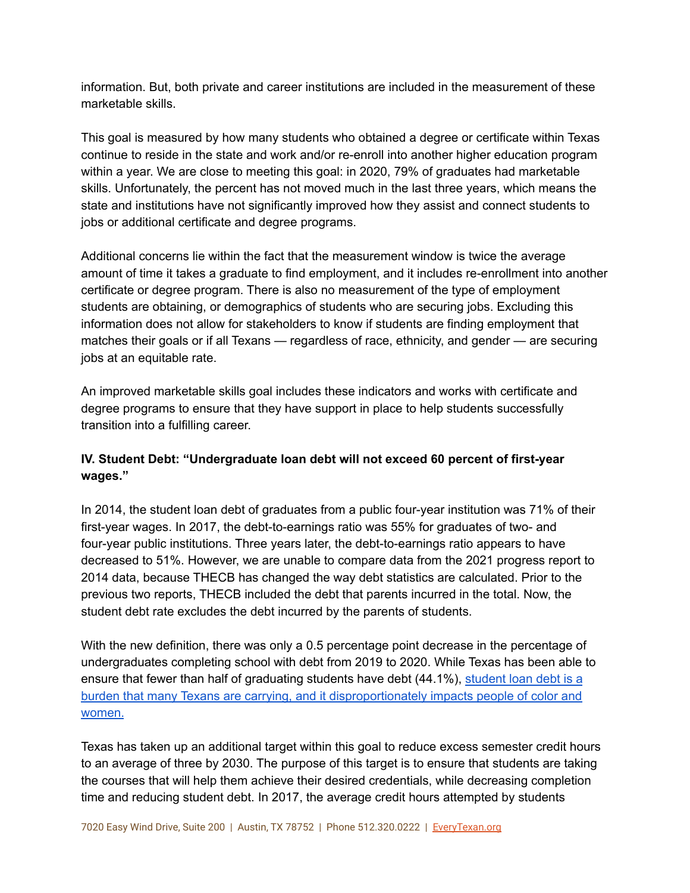information. But, both private and career institutions are included in the measurement of these marketable skills.

This goal is measured by how many students who obtained a degree or certificate within Texas continue to reside in the state and work and/or re-enroll into another higher education program within a year. We are close to meeting this goal: in 2020, 79% of graduates had marketable skills. Unfortunately, the percent has not moved much in the last three years, which means the state and institutions have not significantly improved how they assist and connect students to jobs or additional certificate and degree programs.

Additional concerns lie within the fact that the measurement window is twice the average amount of time it takes a graduate to find employment, and it includes re-enrollment into another certificate or degree program. There is also no measurement of the type of employment students are obtaining, or demographics of students who are securing jobs. Excluding this information does not allow for stakeholders to know if students are finding employment that matches their goals or if all Texans — regardless of race, ethnicity, and gender — are securing jobs at an equitable rate.

An improved marketable skills goal includes these indicators and works with certificate and degree programs to ensure that they have support in place to help students successfully transition into a fulfilling career.

### IV. Student Debt: "Undergraduate loan debt will not exceed 60 percent of first-year wages."

In 2014, the student loan debt of graduates from a public four-year institution was 71% of their first-year wages. In 2017, the debt-to-earnings ratio was 55% for graduates of two- and four-year public institutions. Three years later, the debt-to-earnings ratio appears to have decreased to 51%. However, we are unable to compare data from the 2021 progress report to 2014 data, because THECB has changed the way debt statistics are calculated. Prior to the previous two reports, THECB included the debt that parents incurred in the total. Now, the student debt rate excludes the debt incurred by the parents of students.

With the new definition, there was only a 0.5 percentage point decrease in the percentage of undergraduates completing school with debt from 2019 to 2020. While Texas has been able to ensure that fewer than half of graduating students have debt (44.1%), student loan debt is a burden that many Texans are carrying, and it disproportionately impacts people of color and women.

Texas has taken up an additional target within this goal to reduce excess semester credit hours to an average of three by 2030. The purpose of this target is to ensure that students are taking the courses that will help them achieve their desired credentials, while decreasing completion time and reducing student debt. In 2017, the average credit hours attempted by students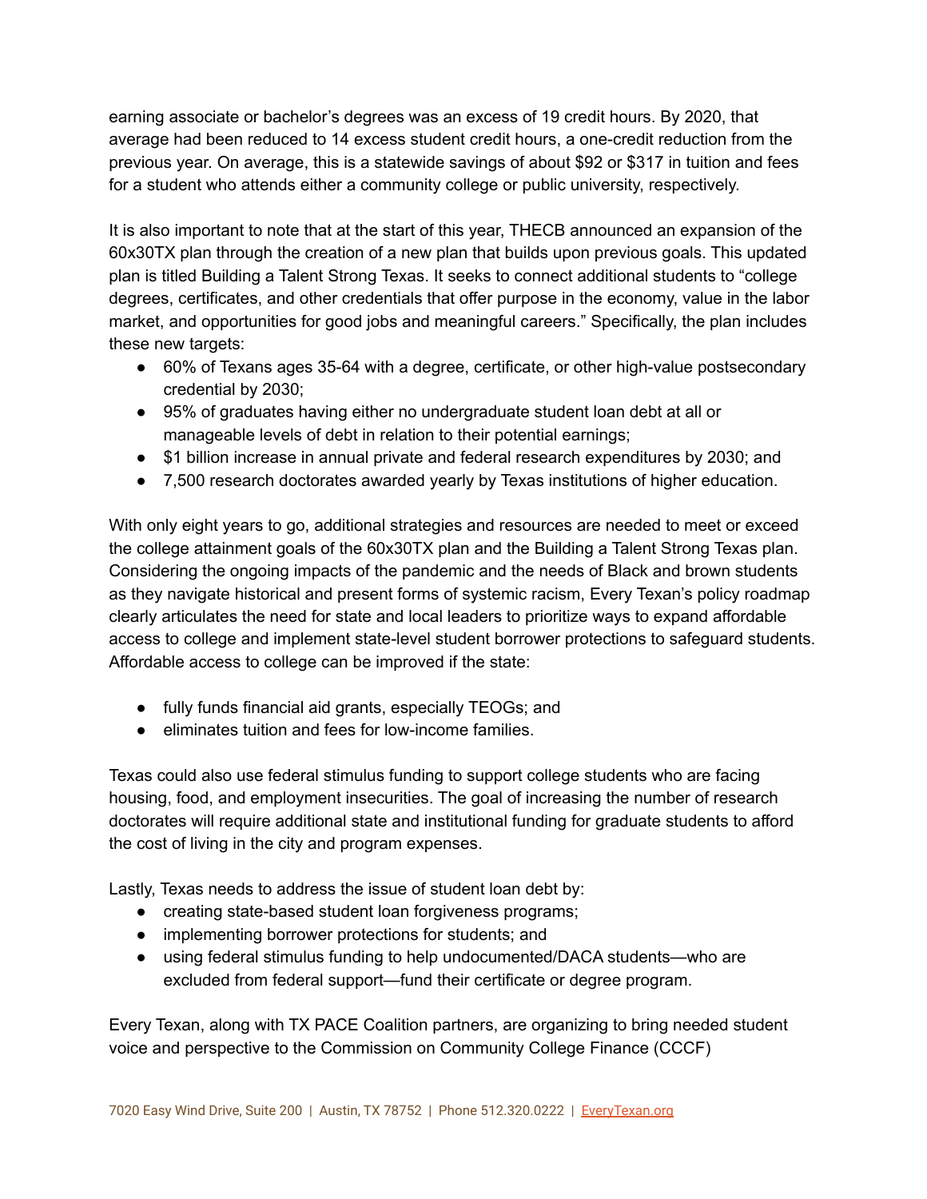earning associate or bachelor's degrees was an excess of 19 credit hours. By 2020, that average had been reduced to 14 excess student credit hours, a one-credit reduction from the previous year. On average, this is a statewide savings of about $92 or $317 in tuition and fees for a student who attends either a community college or public university, respectively.

It is also important to note that at the start of this year, THECB announced an expansion of the 60x30TX plan through the creation of a new plan that builds upon previous goals. This updated plan is titled Building a Talent Strong Texas. It seeks to connect additional students to "college degrees, certificates, and other credentials that offer purpose in the economy, value in the labor market, and opportunities for good jobs and meaningful careers." Specifically, the plan includes these new targets:

- 60% of Texans ages 35-64 with a degree, certificate, or other high-value postsecondary credential by 2030;
- 95% of graduates having either no undergraduate student loan debt at all or manageable levels of debt in relation to their potential earnings;
- $1 billion increase in annual private and federal research expenditures by 2030; and
- 7,500 research doctorates awarded yearly by Texas institutions of higher education.

With only eight years to go, additional strategies and resources are needed to meet or exceed the college attainment goals of the 60x30TX plan and the Building a Talent Strong Texas plan. Considering the ongoing impacts of the pandemic and the needs of Black and brown students as they navigate historical and present forms of systemic racism, Every Texan's policy roadmap clearly articulates the need for state and local leaders to prioritize ways to expand affordable access to college and implement state-level student borrower protections to safeguard students. Affordable access to college can be improved if the state:

- fully funds financial aid grants, especially TEOGs; and
- eliminates tuition and fees for low-income families.

Texas could also use federal stimulus funding to support college students who are facing housing, food, and employment insecurities. The goal of increasing the number of research doctorates will require additional state and institutional funding for graduate students to afford the cost of living in the city and program expenses.

Lastly, Texas needs to address the issue of student loan debt by:

- creating state-based student loan forgiveness programs;
- implementing borrower protections for students; and
- using federal stimulus funding to help undocumented/DACA students—who are excluded from federal support—fund their certificate or degree program.

Every Texan, along with TX PACE Coalition partners, are organizing to bring needed student voice and perspective to the Commission on Community College Finance (CCCF)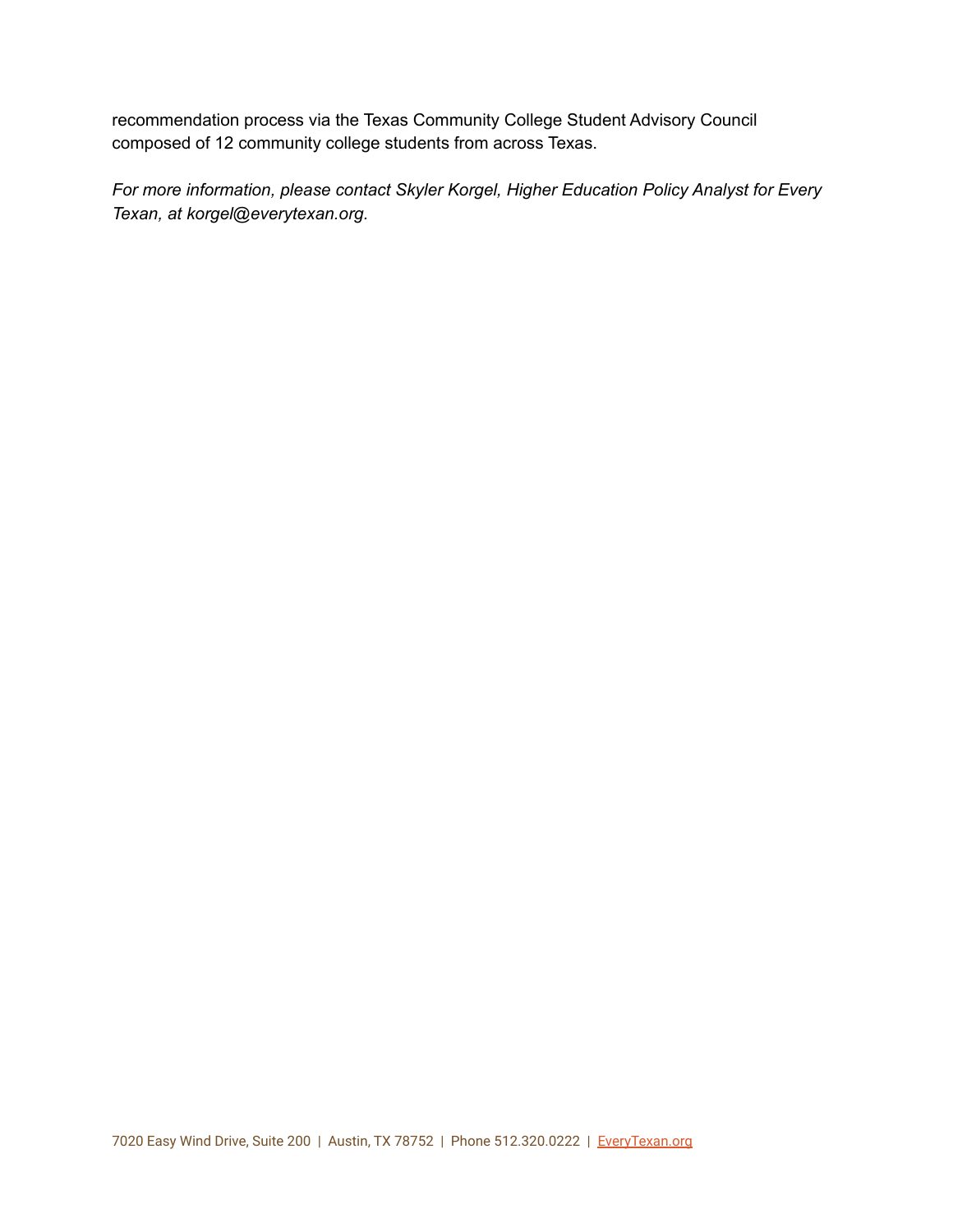recommendation process via the Texas Community College Student Advisory Council composed of 12 community college students from across Texas.

*For more information, please contact Skyler Korgel, Higher Education Policy Analyst for Every Texan, at korgel@everytexan.org.*